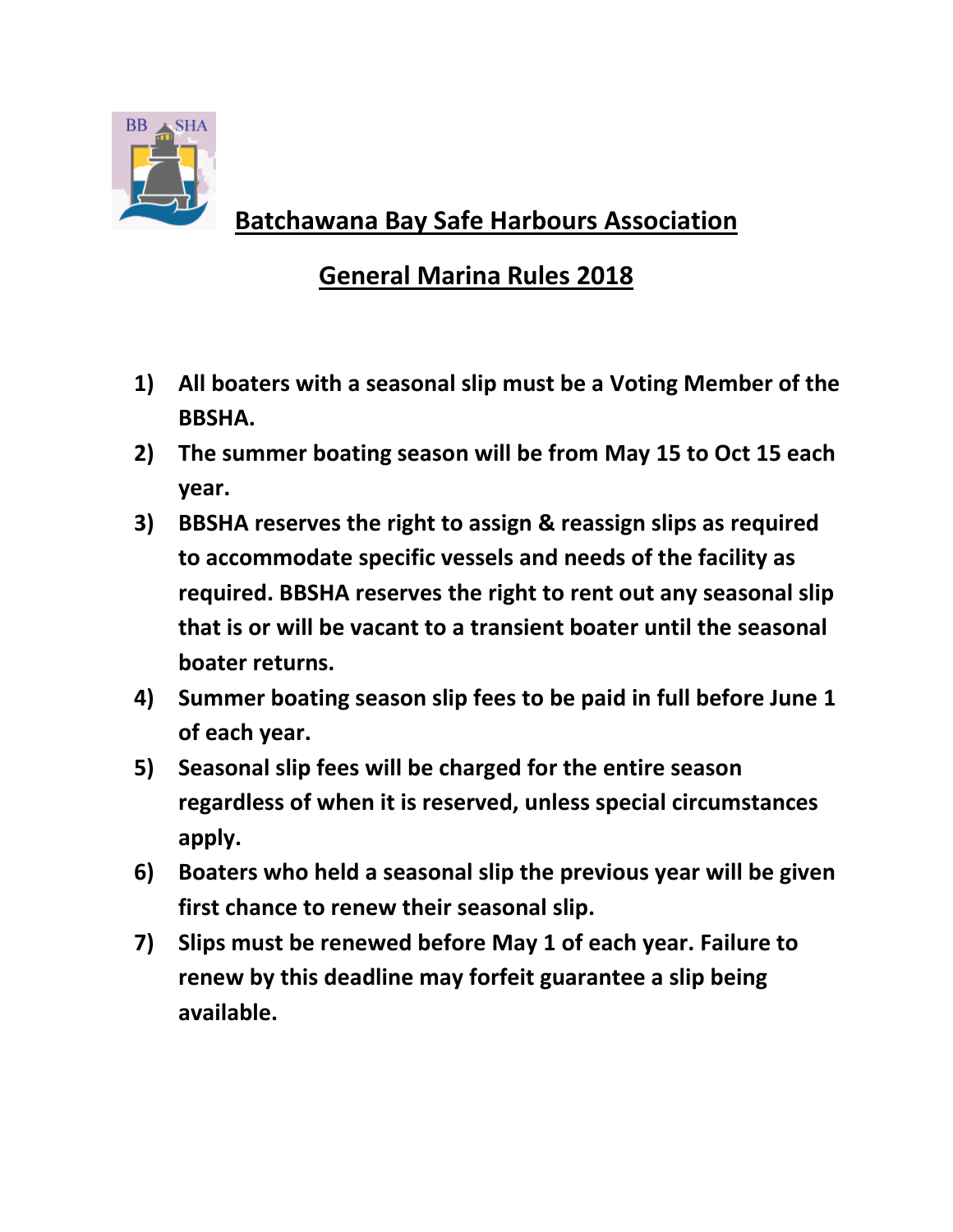# Batchawana Bay Safe Harbours Association

## General Marina Rules 2018

1) **All boaters with a seasonal slip must be a Voting Member of the BBSHA.**
2) **The summer boating season will be from May 15 to Oct 15 each year.**
3) **BBSHA reserves the right to assign & reassign slips as required to accommodate specific vessels and needs of the facility as required. BBSHA reserves the right to rent out any seasonal slip that is or will be vacant to a transient boater until the seasonal boater returns.**
4) **Summer boating season slip fees to be paid in full before June 1 of each year.**
5) **Seasonal slip fees will be charged for the entire season regardless of when it is reserved, unless special circumstances apply.**
6) **Boaters who held a seasonal slip the previous year will be given first chance to renew their seasonal slip.**
7) **Slips must be renewed before May 1 of each year. Failure to renew by this deadline may forfeit guarantee a slip being available.**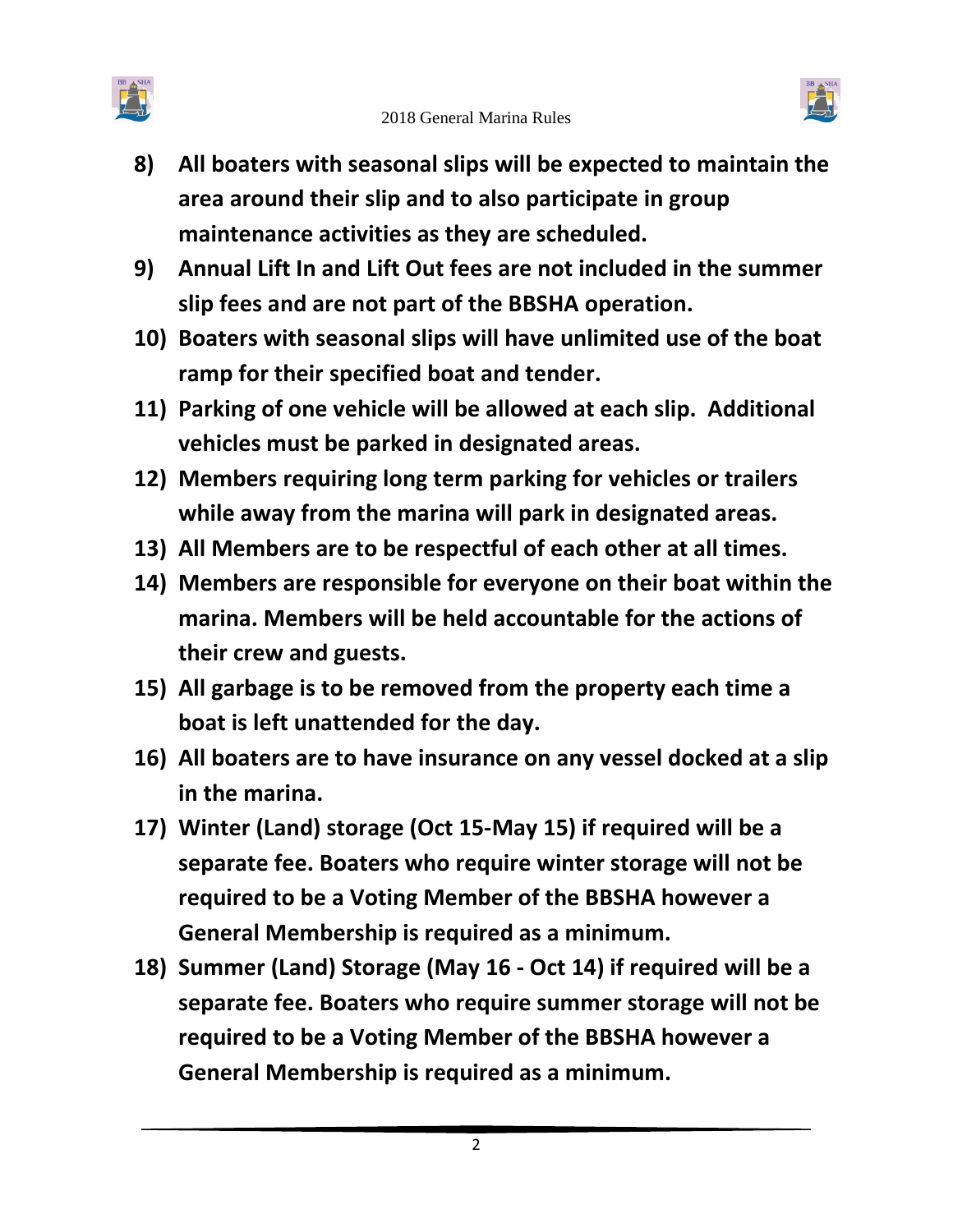8) **All boaters with seasonal slips will be expected to maintain the area around their slip and to also participate in group maintenance activities as they are scheduled.**
9) **Annual Lift In and Lift Out fees are not included in the summer slip fees and are not part of the BBSHA operation.**
10) **Boaters with seasonal slips will have unlimited use of the boat ramp for their specified boat and tender.**
11) **Parking of one vehicle will be allowed at each slip. Additional vehicles must be parked in designated areas.**
12) **Members requiring long term parking for vehicles or trailers while away from the marina will park in designated areas.**
13) **All Members are to be respectful of each other at all times.**
14) **Members are responsible for everyone on their boat within the marina. Members will be held accountable for the actions of their crew and guests.**
15) **All garbage is to be removed from the property each time a boat is left unattended for the day.**
16) **All boaters are to have insurance on any vessel docked at a slip in the marina.**
17) **Winter (Land) storage (Oct 15-May 15) if required will be a separate fee. Boaters who require winter storage will not be required to be a Voting Member of the BBSHA however a General Membership is required as a minimum.**
18) **Summer (Land) Storage (May 16 - Oct 14) if required will be a separate fee. Boaters who require summer storage will not be required to be a Voting Member of the BBSHA however a General Membership is required as a minimum.**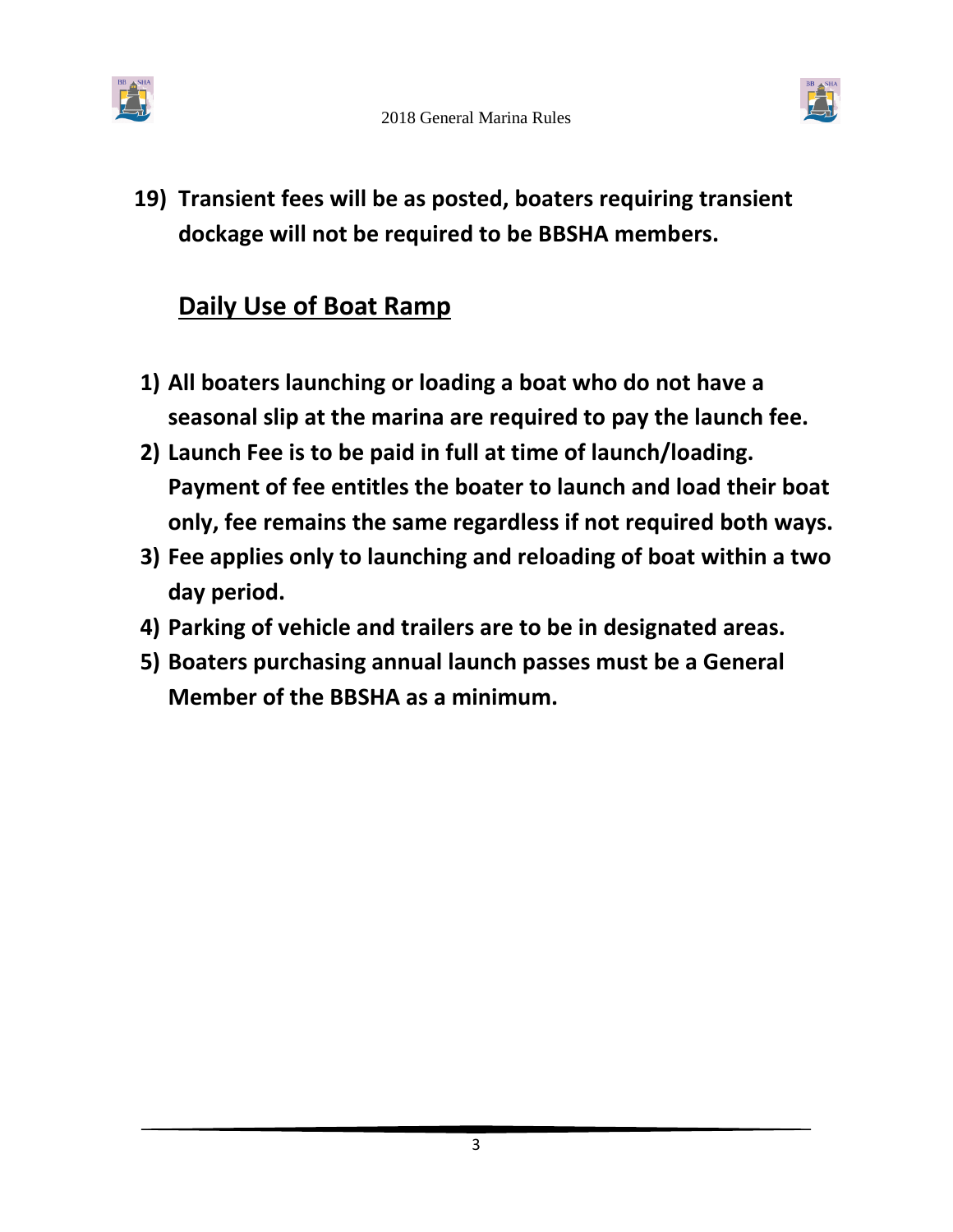19) **Transient fees will be as posted, boaters requiring transient dockage will not be required to be BBSHA members.**

## Daily Use of Boat Ramp

1) **All boaters launching or loading a boat who do not have a seasonal slip at the marina are required to pay the launch fee.**
2) **Launch Fee is to be paid in full at time of launch/loading. Payment of fee entitles the boater to launch and load their boat only, fee remains the same regardless if not required both ways.**
3) **Fee applies only to launching and reloading of boat within a two day period.**
4) **Parking of vehicle and trailers are to be in designated areas.**
5) **Boaters purchasing annual launch passes must be a General Member of the BBSHA as a minimum.**